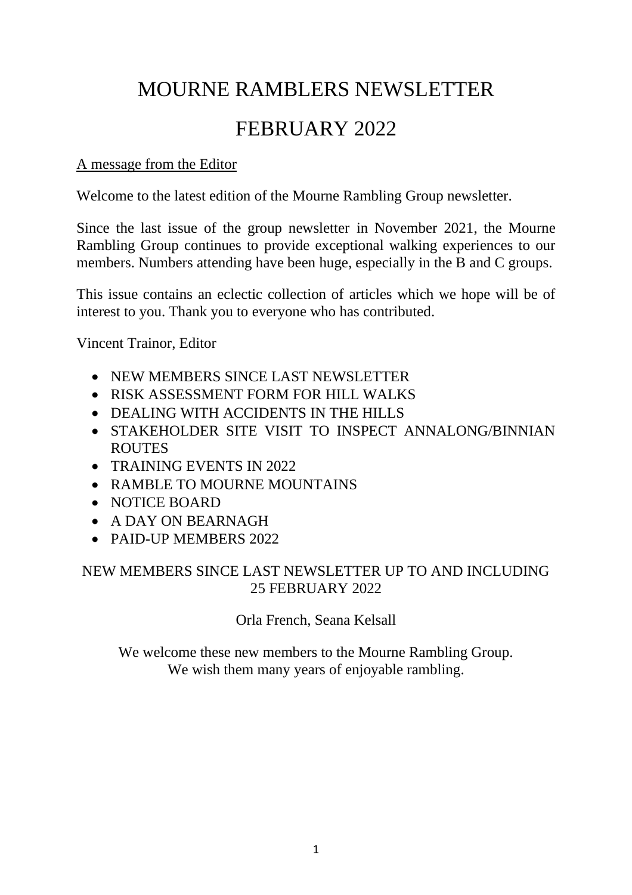# MOURNE RAMBLERS NEWSLETTER

# FEBRUARY 2022

A message from the Editor

Welcome to the latest edition of the Mourne Rambling Group newsletter.

Since the last issue of the group newsletter in November 2021, the Mourne Rambling Group continues to provide exceptional walking experiences to our members. Numbers attending have been huge, especially in the B and C groups.

This issue contains an eclectic collection of articles which we hope will be of interest to you. Thank you to everyone who has contributed.

Vincent Trainor, Editor

- NEW MEMBERS SINCE LAST NEWSLETTER
- RISK ASSESSMENT FORM FOR HILL WALKS
- DEALING WITH ACCIDENTS IN THE HILLS
- STAKEHOLDER SITE VISIT TO INSPECT ANNALONG/BINNIAN ROUTES
- TRAINING EVENTS IN 2022
- RAMBLE TO MOURNE MOUNTAINS
- NOTICE BOARD
- A DAY ON BEARNAGH
- PAID-UP MEMBERS 2022

## NEW MEMBERS SINCE LAST NEWSLETTER UP TO AND INCLUDING 25 FEBRUARY 2022

Orla French, Seana Kelsall

We welcome these new members to the Mourne Rambling Group.
We wish them many years of enjoyable rambling.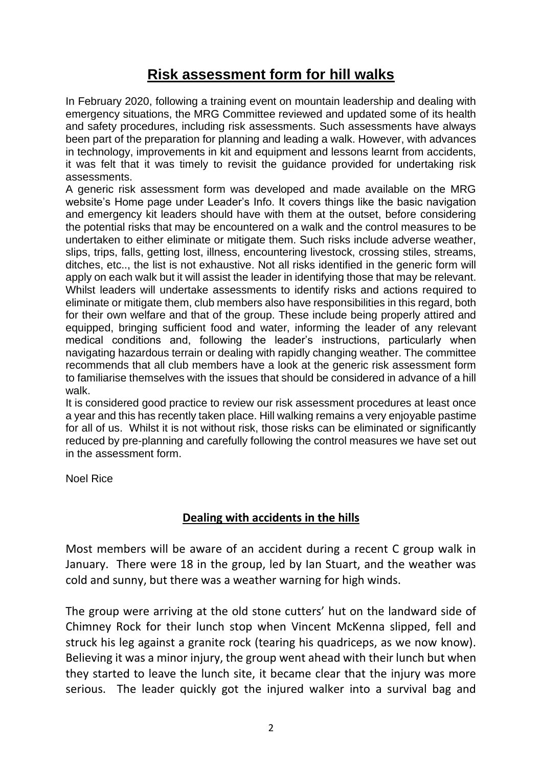# Risk assessment form for hill walks

In February 2020, following a training event on mountain leadership and dealing with emergency situations, the MRG Committee reviewed and updated some of its health and safety procedures, including risk assessments. Such assessments have always been part of the preparation for planning and leading a walk. However, with advances in technology, improvements in kit and equipment and lessons learnt from accidents, it was felt that it was timely to revisit the guidance provided for undertaking risk assessments.

A generic risk assessment form was developed and made available on the MRG website's Home page under Leader's Info. It covers things like the basic navigation and emergency kit leaders should have with them at the outset, before considering the potential risks that may be encountered on a walk and the control measures to be undertaken to either eliminate or mitigate them. Such risks include adverse weather, slips, trips, falls, getting lost, illness, encountering livestock, crossing stiles, streams, ditches, etc.., the list is not exhaustive. Not all risks identified in the generic form will apply on each walk but it will assist the leader in identifying those that may be relevant. Whilst leaders will undertake assessments to identify risks and actions required to eliminate or mitigate them, club members also have responsibilities in this regard, both for their own welfare and that of the group. These include being properly attired and equipped, bringing sufficient food and water, informing the leader of any relevant medical conditions and, following the leader's instructions, particularly when navigating hazardous terrain or dealing with rapidly changing weather. The committee recommends that all club members have a look at the generic risk assessment form to familiarise themselves with the issues that should be considered in advance of a hill walk.

It is considered good practice to review our risk assessment procedures at least once a year and this has recently taken place. Hill walking remains a very enjoyable pastime for all of us. Whilst it is not without risk, those risks can be eliminated or significantly reduced by pre-planning and carefully following the control measures we have set out in the assessment form.

Noel Rice

## Dealing with accidents in the hills

Most members will be aware of an accident during a recent C group walk in January. There were 18 in the group, led by Ian Stuart, and the weather was cold and sunny, but there was a weather warning for high winds.

The group were arriving at the old stone cutters' hut on the landward side of Chimney Rock for their lunch stop when Vincent McKenna slipped, fell and struck his leg against a granite rock (tearing his quadriceps, as we now know). Believing it was a minor injury, the group went ahead with their lunch but when they started to leave the lunch site, it became clear that the injury was more serious. The leader quickly got the injured walker into a survival bag and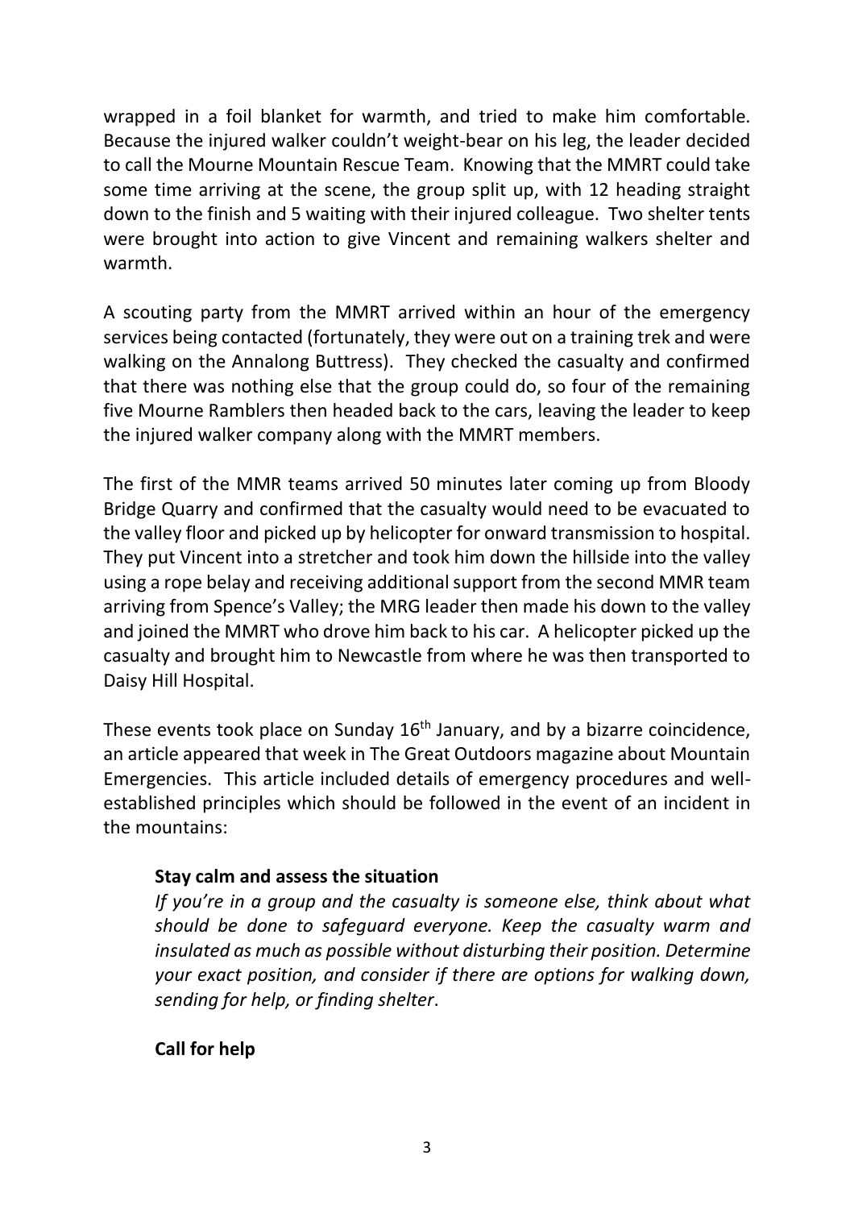wrapped in a foil blanket for warmth, and tried to make him comfortable. Because the injured walker couldn't weight-bear on his leg, the leader decided to call the Mourne Mountain Rescue Team. Knowing that the MMRT could take some time arriving at the scene, the group split up, with 12 heading straight down to the finish and 5 waiting with their injured colleague. Two shelter tents were brought into action to give Vincent and remaining walkers shelter and warmth.

A scouting party from the MMRT arrived within an hour of the emergency services being contacted (fortunately, they were out on a training trek and were walking on the Annalong Buttress). They checked the casualty and confirmed that there was nothing else that the group could do, so four of the remaining five Mourne Ramblers then headed back to the cars, leaving the leader to keep the injured walker company along with the MMRT members.

The first of the MMR teams arrived 50 minutes later coming up from Bloody Bridge Quarry and confirmed that the casualty would need to be evacuated to the valley floor and picked up by helicopter for onward transmission to hospital. They put Vincent into a stretcher and took him down the hillside into the valley using a rope belay and receiving additional support from the second MMR team arriving from Spence's Valley; the MRG leader then made his down to the valley and joined the MMRT who drove him back to his car. A helicopter picked up the casualty and brought him to Newcastle from where he was then transported to Daisy Hill Hospital.

These events took place on Sunday 16th January, and by a bizarre coincidence, an article appeared that week in The Great Outdoors magazine about Mountain Emergencies. This article included details of emergency procedures and well-established principles which should be followed in the event of an incident in the mountains:

**Stay calm and assess the situation**

*If you're in a group and the casualty is someone else, think about what should be done to safeguard everyone. Keep the casualty warm and insulated as much as possible without disturbing their position. Determine your exact position, and consider if there are options for walking down, sending for help, or finding shelter*.

**Call for help**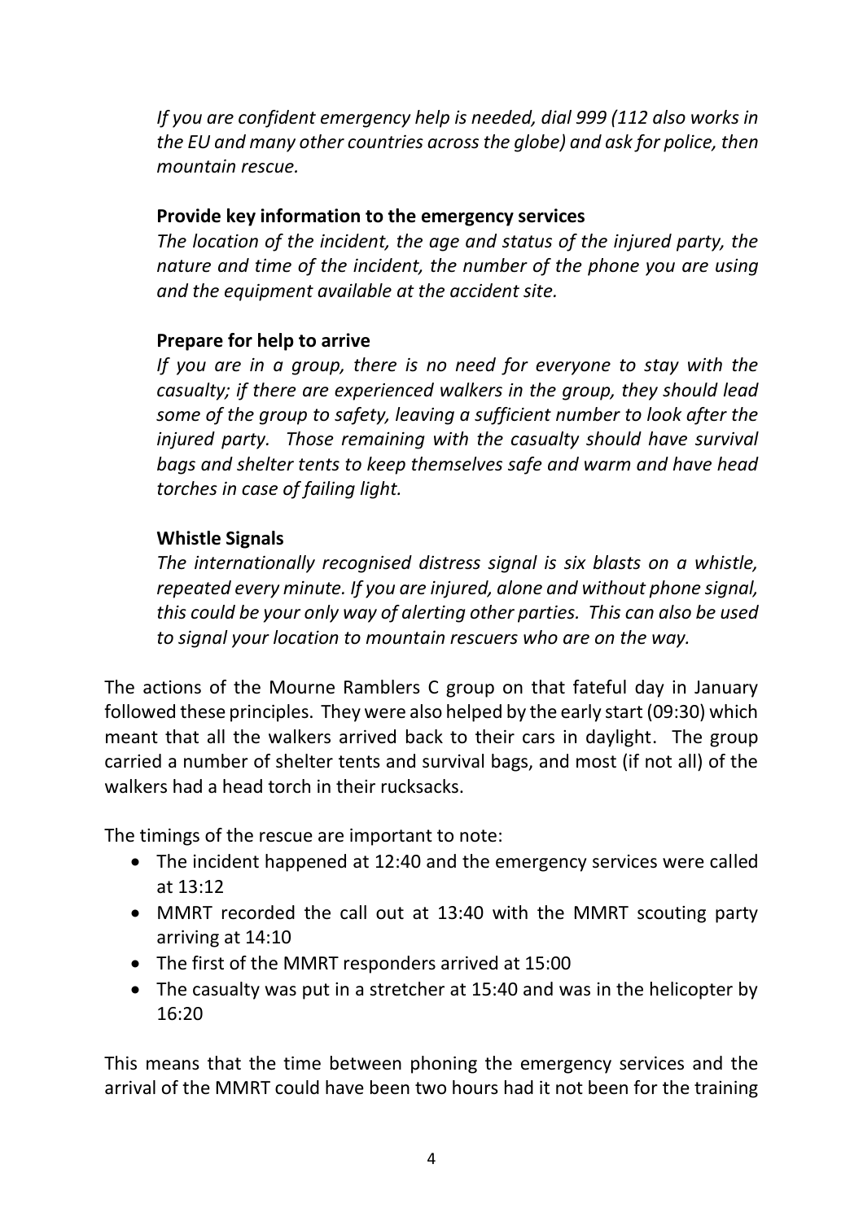*If you are confident emergency help is needed, dial 999 (112 also works in the EU and many other countries across the globe) and ask for police, then mountain rescue.*

**Provide key information to the emergency services**

*The location of the incident, the age and status of the injured party, the nature and time of the incident, the number of the phone you are using and the equipment available at the accident site.*

**Prepare for help to arrive**

*If you are in a group, there is no need for everyone to stay with the casualty; if there are experienced walkers in the group, they should lead some of the group to safety, leaving a sufficient number to look after the injured party. Those remaining with the casualty should have survival bags and shelter tents to keep themselves safe and warm and have head torches in case of failing light.*

**Whistle Signals**

*The internationally recognised distress signal is six blasts on a whistle, repeated every minute. If you are injured, alone and without phone signal, this could be your only way of alerting other parties. This can also be used to signal your location to mountain rescuers who are on the way.*

The actions of the Mourne Ramblers C group on that fateful day in January followed these principles. They were also helped by the early start (09:30) which meant that all the walkers arrived back to their cars in daylight. The group carried a number of shelter tents and survival bags, and most (if not all) of the walkers had a head torch in their rucksacks.

The timings of the rescue are important to note:

- The incident happened at 12:40 and the emergency services were called at 13:12
- MMRT recorded the call out at 13:40 with the MMRT scouting party arriving at 14:10
- The first of the MMRT responders arrived at 15:00
- The casualty was put in a stretcher at 15:40 and was in the helicopter by 16:20

This means that the time between phoning the emergency services and the arrival of the MMRT could have been two hours had it not been for the training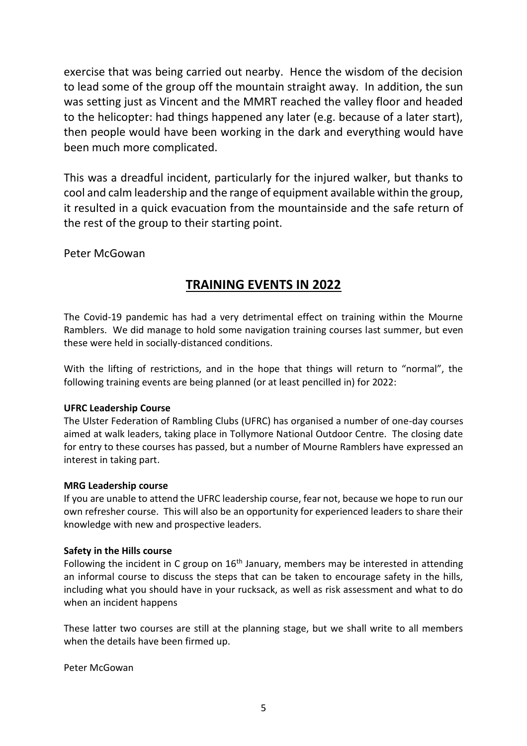exercise that was being carried out nearby. Hence the wisdom of the decision to lead some of the group off the mountain straight away. In addition, the sun was setting just as Vincent and the MMRT reached the valley floor and headed to the helicopter: had things happened any later (e.g. because of a later start), then people would have been working in the dark and everything would have been much more complicated.

This was a dreadful incident, particularly for the injured walker, but thanks to cool and calm leadership and the range of equipment available within the group, it resulted in a quick evacuation from the mountainside and the safe return of the rest of the group to their starting point.

Peter McGowan

## TRAINING EVENTS IN 2022

The Covid-19 pandemic has had a very detrimental effect on training within the Mourne Ramblers. We did manage to hold some navigation training courses last summer, but even these were held in socially-distanced conditions.

With the lifting of restrictions, and in the hope that things will return to "normal", the following training events are being planned (or at least pencilled in) for 2022:

**UFRC Leadership Course**

The Ulster Federation of Rambling Clubs (UFRC) has organised a number of one-day courses aimed at walk leaders, taking place in Tollymore National Outdoor Centre. The closing date for entry to these courses has passed, but a number of Mourne Ramblers have expressed an interest in taking part.

**MRG Leadership course**

If you are unable to attend the UFRC leadership course, fear not, because we hope to run our own refresher course. This will also be an opportunity for experienced leaders to share their knowledge with new and prospective leaders.

**Safety in the Hills course**

Following the incident in C group on 16th January, members may be interested in attending an informal course to discuss the steps that can be taken to encourage safety in the hills, including what you should have in your rucksack, as well as risk assessment and what to do when an incident happens

These latter two courses are still at the planning stage, but we shall write to all members when the details have been firmed up.

Peter McGowan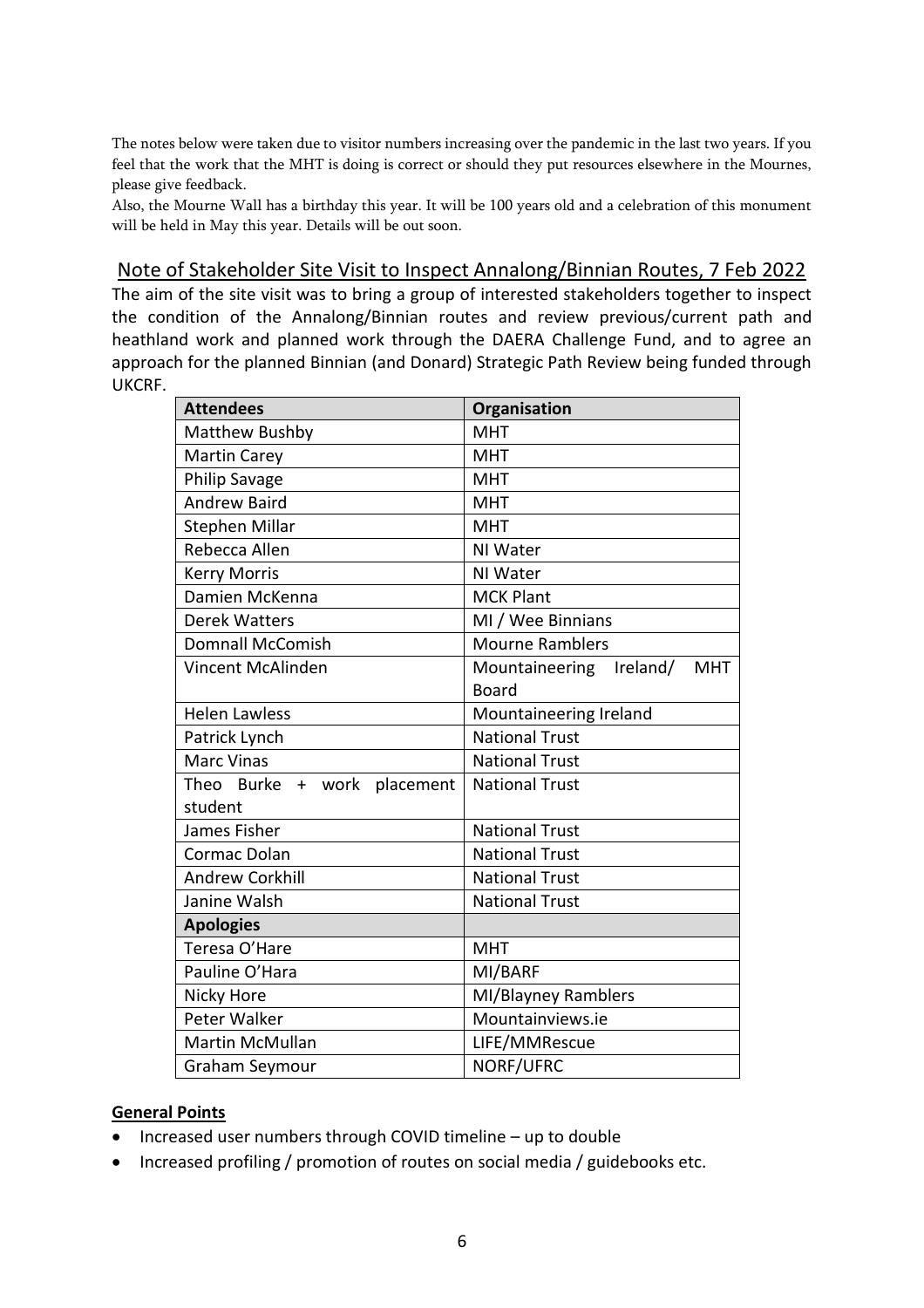The notes below were taken due to visitor numbers increasing over the pandemic in the last two years. If you feel that the work that the MHT is doing is correct or should they put resources elsewhere in the Mournes, please give feedback.

Also, the Mourne Wall has a birthday this year. It will be 100 years old and a celebration of this monument will be held in May this year. Details will be out soon.

## Note of Stakeholder Site Visit to Inspect Annalong/Binnian Routes, 7 Feb 2022

The aim of the site visit was to bring a group of interested stakeholders together to inspect the condition of the Annalong/Binnian routes and review previous/current path and heathland work and planned work through the DAERA Challenge Fund, and to agree an approach for the planned Binnian (and Donard) Strategic Path Review being funded through UKCRF.

| Attendees | Organisation |
|---|---|
| Matthew Bushby | MHT |
| Martin Carey | MHT |
| Philip Savage | MHT |
| Andrew Baird | MHT |
| Stephen Millar | MHT |
| Rebecca Allen | NI Water |
| Kerry Morris | NI Water |
| Damien McKenna | MCK Plant |
| Derek Watters | MI / Wee Binnians |
| Domnall McComish | Mourne Ramblers |
| Vincent McAlinden | Mountaineering Ireland/ MHT Board |
| Helen Lawless | Mountaineering Ireland |
| Patrick Lynch | National Trust |
| Marc Vinas | National Trust |
| Theo Burke + work placement student | National Trust |
| James Fisher | National Trust |
| Cormac Dolan | National Trust |
| Andrew Corkhill | National Trust |
| Janine Walsh | National Trust |
| **Apologies** | |
| Teresa O'Hare | MHT |
| Pauline O'Hara | MI/BARF |
| Nicky Hore | MI/Blayney Ramblers |
| Peter Walker | Mountainviews.ie |
| Martin McMullan | LIFE/MMRescue |
| Graham Seymour | NORF/UFRC |

**General Points**

- Increased user numbers through COVID timeline – up to double
- Increased profiling / promotion of routes on social media / guidebooks etc.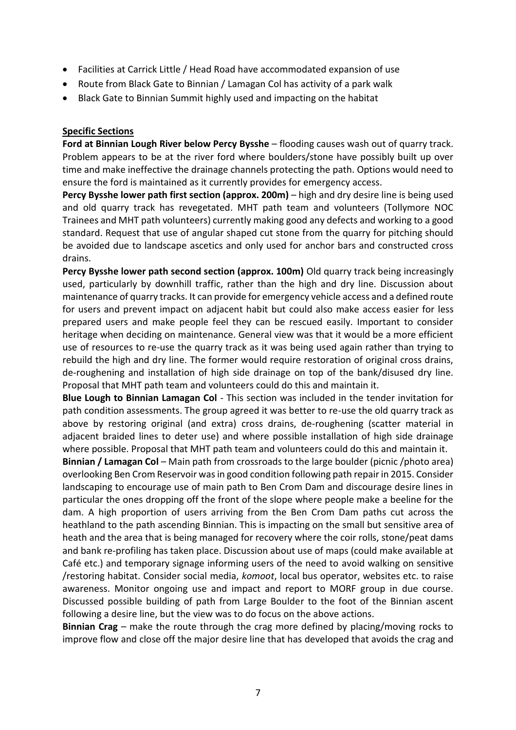- Facilities at Carrick Little / Head Road have accommodated expansion of use
- Route from Black Gate to Binnian / Lamagan Col has activity of a park walk
- Black Gate to Binnian Summit highly used and impacting on the habitat

**Specific Sections**

**Ford at Binnian Lough River below Percy Bysshe** – flooding causes wash out of quarry track. Problem appears to be at the river ford where boulders/stone have possibly built up over time and make ineffective the drainage channels protecting the path. Options would need to ensure the ford is maintained as it currently provides for emergency access.

**Percy Bysshe lower path first section (approx. 200m)** – high and dry desire line is being used and old quarry track has revegetated. MHT path team and volunteers (Tollymore NOC Trainees and MHT path volunteers) currently making good any defects and working to a good standard. Request that use of angular shaped cut stone from the quarry for pitching should be avoided due to landscape ascetics and only used for anchor bars and constructed cross drains.

**Percy Bysshe lower path second section (approx. 100m)** Old quarry track being increasingly used, particularly by downhill traffic, rather than the high and dry line. Discussion about maintenance of quarry tracks. It can provide for emergency vehicle access and a defined route for users and prevent impact on adjacent habit but could also make access easier for less prepared users and make people feel they can be rescued easily. Important to consider heritage when deciding on maintenance. General view was that it would be a more efficient use of resources to re-use the quarry track as it was being used again rather than trying to rebuild the high and dry line. The former would require restoration of original cross drains, de-roughening and installation of high side drainage on top of the bank/disused dry line. Proposal that MHT path team and volunteers could do this and maintain it.

**Blue Lough to Binnian Lamagan Col** - This section was included in the tender invitation for path condition assessments. The group agreed it was better to re-use the old quarry track as above by restoring original (and extra) cross drains, de-roughening (scatter material in adjacent braided lines to deter use) and where possible installation of high side drainage where possible. Proposal that MHT path team and volunteers could do this and maintain it.

**Binnian / Lamagan Col** – Main path from crossroads to the large boulder (picnic /photo area) overlooking Ben Crom Reservoir was in good condition following path repair in 2015. Consider landscaping to encourage use of main path to Ben Crom Dam and discourage desire lines in particular the ones dropping off the front of the slope where people make a beeline for the dam. A high proportion of users arriving from the Ben Crom Dam paths cut across the heathland to the path ascending Binnian. This is impacting on the small but sensitive area of heath and the area that is being managed for recovery where the coir rolls, stone/peat dams and bank re-profiling has taken place. Discussion about use of maps (could make available at Café etc.) and temporary signage informing users of the need to avoid walking on sensitive /restoring habitat. Consider social media, *komoot*, local bus operator, websites etc. to raise awareness. Monitor ongoing use and impact and report to MORF group in due course. Discussed possible building of path from Large Boulder to the foot of the Binnian ascent following a desire line, but the view was to do focus on the above actions.

**Binnian Crag** – make the route through the crag more defined by placing/moving rocks to improve flow and close off the major desire line that has developed that avoids the crag and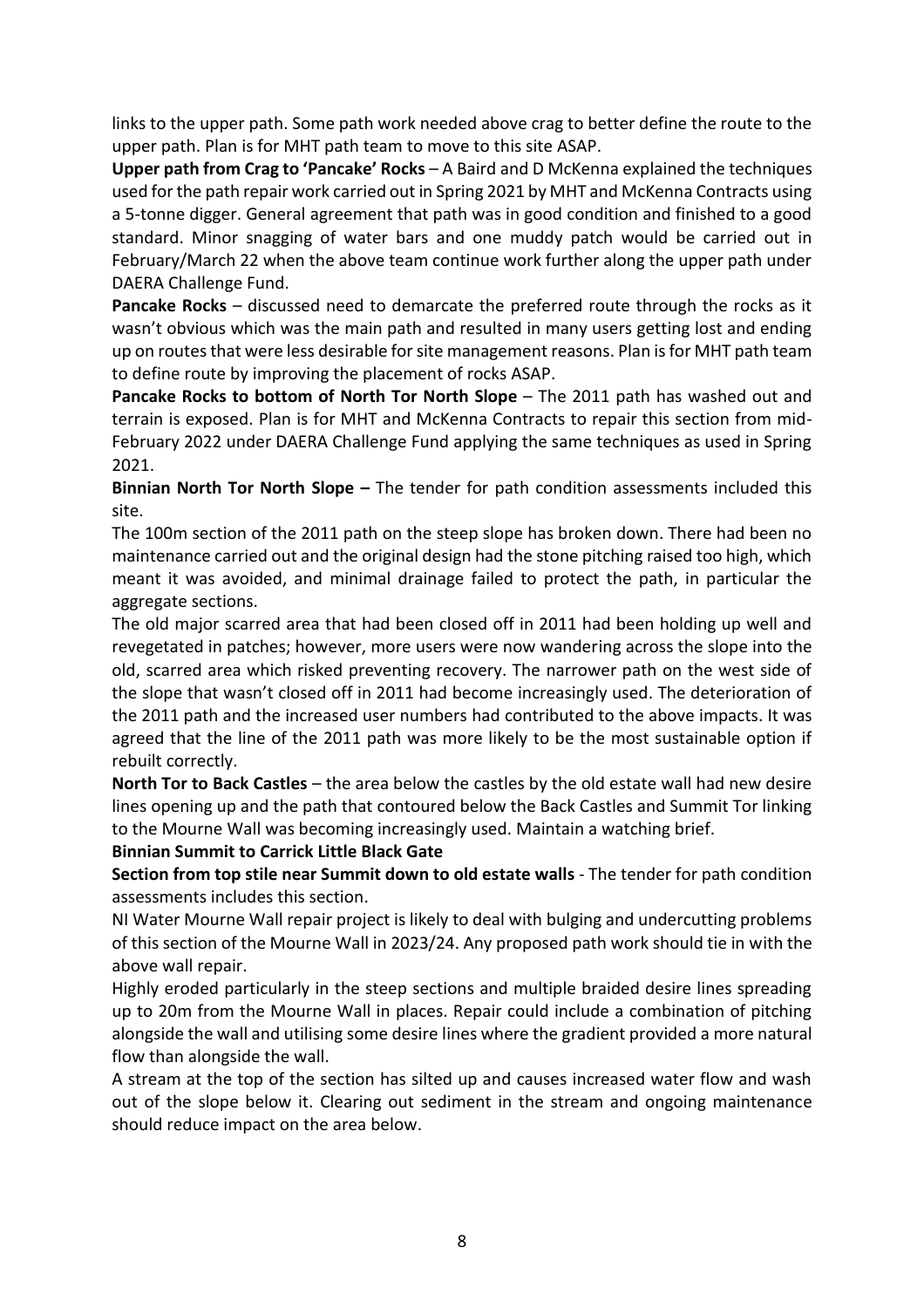links to the upper path. Some path work needed above crag to better define the route to the upper path. Plan is for MHT path team to move to this site ASAP.

**Upper path from Crag to 'Pancake' Rocks** – A Baird and D McKenna explained the techniques used for the path repair work carried out in Spring 2021 by MHT and McKenna Contracts using a 5-tonne digger. General agreement that path was in good condition and finished to a good standard. Minor snagging of water bars and one muddy patch would be carried out in February/March 22 when the above team continue work further along the upper path under DAERA Challenge Fund.

**Pancake Rocks** – discussed need to demarcate the preferred route through the rocks as it wasn't obvious which was the main path and resulted in many users getting lost and ending up on routes that were less desirable for site management reasons. Plan is for MHT path team to define route by improving the placement of rocks ASAP.

**Pancake Rocks to bottom of North Tor North Slope** – The 2011 path has washed out and terrain is exposed. Plan is for MHT and McKenna Contracts to repair this section from mid-February 2022 under DAERA Challenge Fund applying the same techniques as used in Spring 2021.

**Binnian North Tor North Slope –** The tender for path condition assessments included this site.

The 100m section of the 2011 path on the steep slope has broken down. There had been no maintenance carried out and the original design had the stone pitching raised too high, which meant it was avoided, and minimal drainage failed to protect the path, in particular the aggregate sections.

The old major scarred area that had been closed off in 2011 had been holding up well and revegetated in patches; however, more users were now wandering across the slope into the old, scarred area which risked preventing recovery. The narrower path on the west side of the slope that wasn't closed off in 2011 had become increasingly used. The deterioration of the 2011 path and the increased user numbers had contributed to the above impacts. It was agreed that the line of the 2011 path was more likely to be the most sustainable option if rebuilt correctly.

**North Tor to Back Castles** – the area below the castles by the old estate wall had new desire lines opening up and the path that contoured below the Back Castles and Summit Tor linking to the Mourne Wall was becoming increasingly used. Maintain a watching brief.

**Binnian Summit to Carrick Little Black Gate**

**Section from top stile near Summit down to old estate walls** - The tender for path condition assessments includes this section.

NI Water Mourne Wall repair project is likely to deal with bulging and undercutting problems of this section of the Mourne Wall in 2023/24. Any proposed path work should tie in with the above wall repair.

Highly eroded particularly in the steep sections and multiple braided desire lines spreading up to 20m from the Mourne Wall in places. Repair could include a combination of pitching alongside the wall and utilising some desire lines where the gradient provided a more natural flow than alongside the wall.

A stream at the top of the section has silted up and causes increased water flow and wash out of the slope below it. Clearing out sediment in the stream and ongoing maintenance should reduce impact on the area below.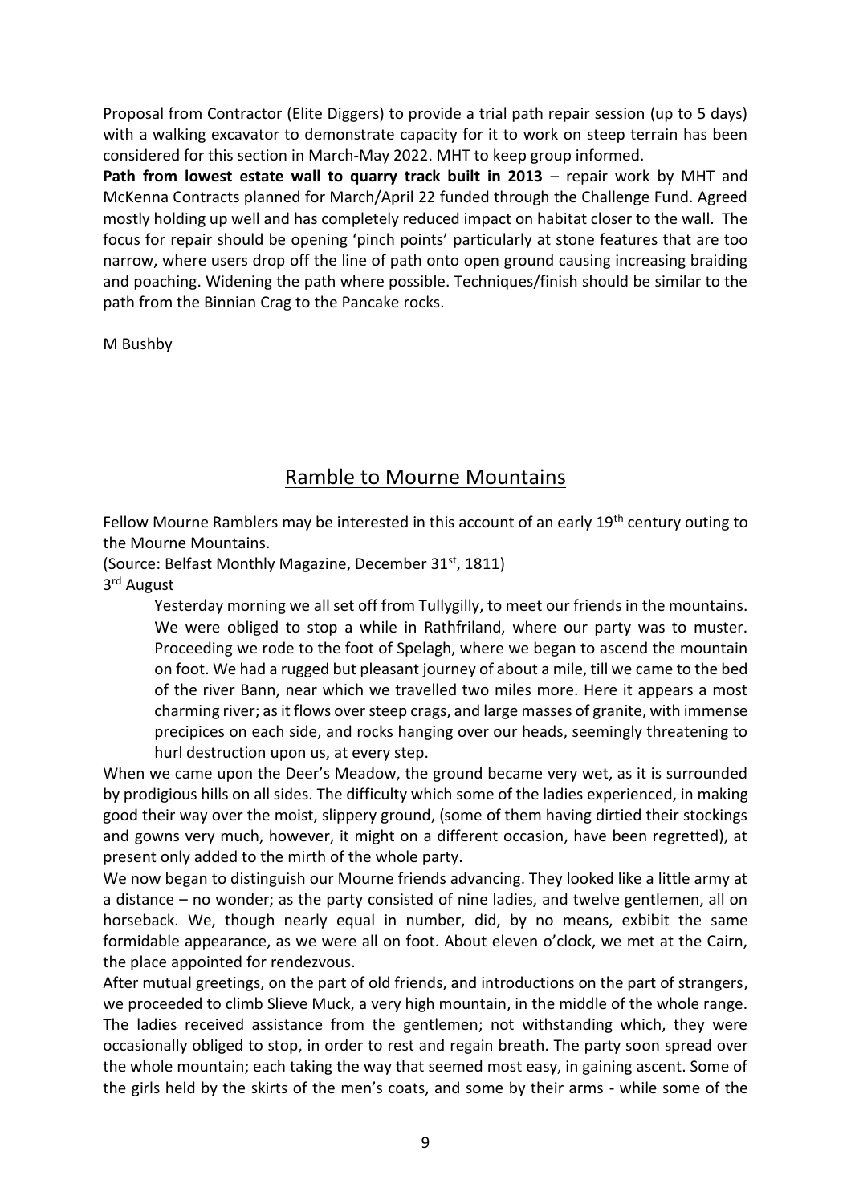Proposal from Contractor (Elite Diggers) to provide a trial path repair session (up to 5 days) with a walking excavator to demonstrate capacity for it to work on steep terrain has been considered for this section in March-May 2022. MHT to keep group informed.

**Path from lowest estate wall to quarry track built in 2013** – repair work by MHT and McKenna Contracts planned for March/April 22 funded through the Challenge Fund. Agreed mostly holding up well and has completely reduced impact on habitat closer to the wall. The focus for repair should be opening 'pinch points' particularly at stone features that are too narrow, where users drop off the line of path onto open ground causing increasing braiding and poaching. Widening the path where possible. Techniques/finish should be similar to the path from the Binnian Crag to the Pancake rocks.

M Bushby

## Ramble to Mourne Mountains

Fellow Mourne Ramblers may be interested in this account of an early 19th century outing to the Mourne Mountains.

(Source: Belfast Monthly Magazine, December 31st, 1811)

3rd August

> Yesterday morning we all set off from Tullygilly, to meet our friends in the mountains. We were obliged to stop a while in Rathfriland, where our party was to muster. Proceeding we rode to the foot of Spelagh, where we began to ascend the mountain on foot. We had a rugged but pleasant journey of about a mile, till we came to the bed of the river Bann, near which we travelled two miles more. Here it appears a most charming river; as it flows over steep crags, and large masses of granite, with immense precipices on each side, and rocks hanging over our heads, seemingly threatening to hurl destruction upon us, at every step.

When we came upon the Deer's Meadow, the ground became very wet, as it is surrounded by prodigious hills on all sides. The difficulty which some of the ladies experienced, in making good their way over the moist, slippery ground, (some of them having dirtied their stockings and gowns very much, however, it might on a different occasion, have been regretted), at present only added to the mirth of the whole party.

We now began to distinguish our Mourne friends advancing. They looked like a little army at a distance – no wonder; as the party consisted of nine ladies, and twelve gentlemen, all on horseback. We, though nearly equal in number, did, by no means, exbibit the same formidable appearance, as we were all on foot. About eleven o'clock, we met at the Cairn, the place appointed for rendezvous.

After mutual greetings, on the part of old friends, and introductions on the part of strangers, we proceeded to climb Slieve Muck, a very high mountain, in the middle of the whole range. The ladies received assistance from the gentlemen; not withstanding which, they were occasionally obliged to stop, in order to rest and regain breath. The party soon spread over the whole mountain; each taking the way that seemed most easy, in gaining ascent. Some of the girls held by the skirts of the men's coats, and some by their arms - while some of the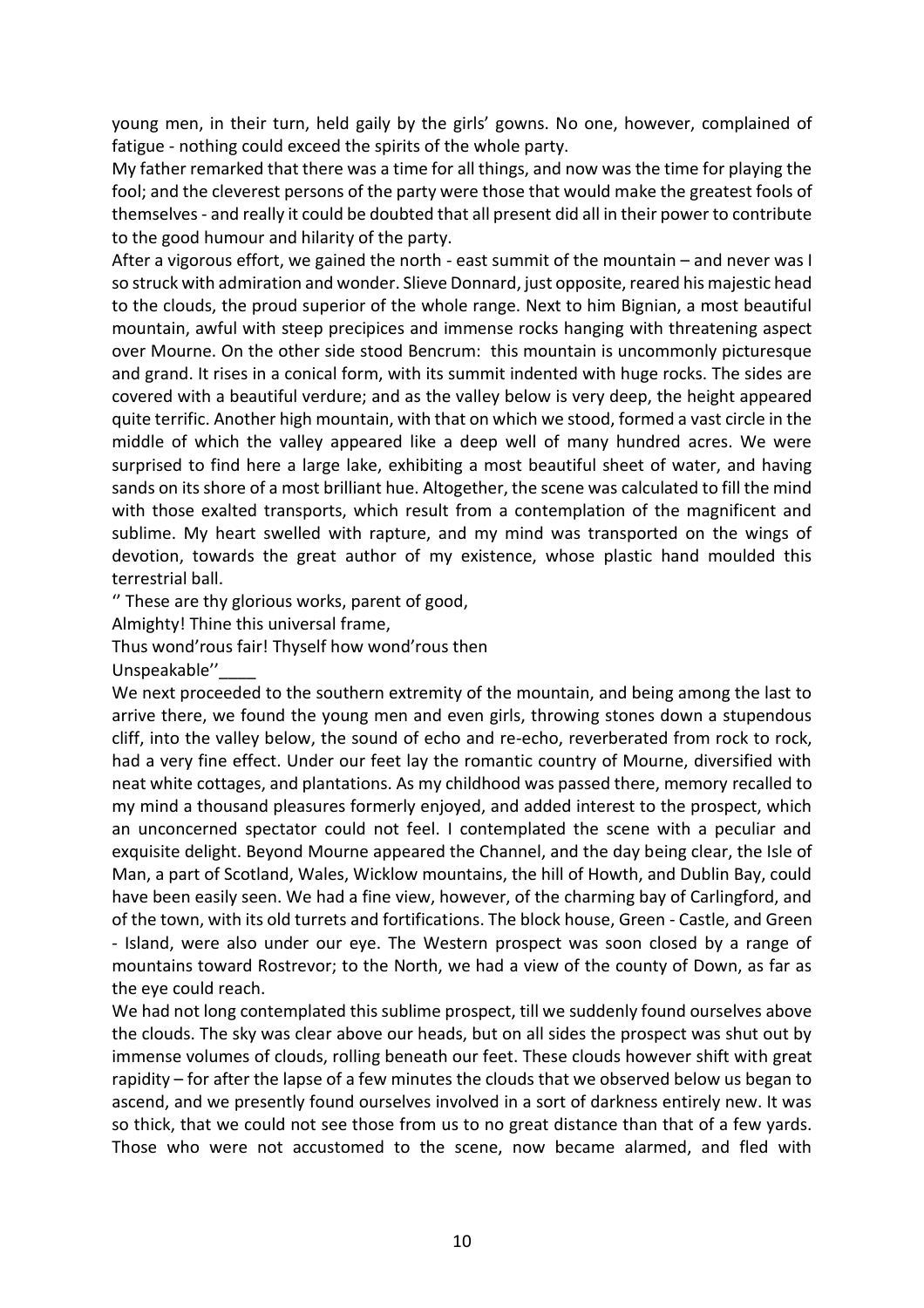young men, in their turn, held gaily by the girls' gowns. No one, however, complained of fatigue - nothing could exceed the spirits of the whole party.

My father remarked that there was a time for all things, and now was the time for playing the fool; and the cleverest persons of the party were those that would make the greatest fools of themselves - and really it could be doubted that all present did all in their power to contribute to the good humour and hilarity of the party.

After a vigorous effort, we gained the north - east summit of the mountain – and never was I so struck with admiration and wonder. Slieve Donnard, just opposite, reared his majestic head to the clouds, the proud superior of the whole range. Next to him Bignian, a most beautiful mountain, awful with steep precipices and immense rocks hanging with threatening aspect over Mourne. On the other side stood Bencrum: this mountain is uncommonly picturesque and grand. It rises in a conical form, with its summit indented with huge rocks. The sides are covered with a beautiful verdure; and as the valley below is very deep, the height appeared quite terrific. Another high mountain, with that on which we stood, formed a vast circle in the middle of which the valley appeared like a deep well of many hundred acres. We were surprised to find here a large lake, exhibiting a most beautiful sheet of water, and having sands on its shore of a most brilliant hue. Altogether, the scene was calculated to fill the mind with those exalted transports, which result from a contemplation of the magnificent and sublime. My heart swelled with rapture, and my mind was transported on the wings of devotion, towards the great author of my existence, whose plastic hand moulded this terrestrial ball.

'' These are thy glorious works, parent of good,
Almighty! Thine this universal frame,
Thus wond'rous fair! Thyself how wond'rous then
Unspeakable''____

We next proceeded to the southern extremity of the mountain, and being among the last to arrive there, we found the young men and even girls, throwing stones down a stupendous cliff, into the valley below, the sound of echo and re-echo, reverberated from rock to rock, had a very fine effect. Under our feet lay the romantic country of Mourne, diversified with neat white cottages, and plantations. As my childhood was passed there, memory recalled to my mind a thousand pleasures formerly enjoyed, and added interest to the prospect, which an unconcerned spectator could not feel. I contemplated the scene with a peculiar and exquisite delight. Beyond Mourne appeared the Channel, and the day being clear, the Isle of Man, a part of Scotland, Wales, Wicklow mountains, the hill of Howth, and Dublin Bay, could have been easily seen. We had a fine view, however, of the charming bay of Carlingford, and of the town, with its old turrets and fortifications. The block house, Green - Castle, and Green - Island, were also under our eye. The Western prospect was soon closed by a range of mountains toward Rostrevor; to the North, we had a view of the county of Down, as far as the eye could reach.

We had not long contemplated this sublime prospect, till we suddenly found ourselves above the clouds. The sky was clear above our heads, but on all sides the prospect was shut out by immense volumes of clouds, rolling beneath our feet. These clouds however shift with great rapidity – for after the lapse of a few minutes the clouds that we observed below us began to ascend, and we presently found ourselves involved in a sort of darkness entirely new. It was so thick, that we could not see those from us to no great distance than that of a few yards. Those who were not accustomed to the scene, now became alarmed, and fled with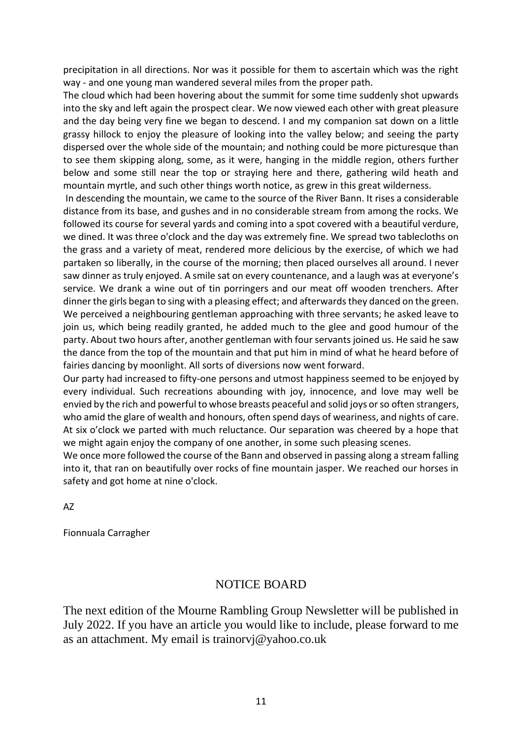precipitation in all directions. Nor was it possible for them to ascertain which was the right way - and one young man wandered several miles from the proper path.

The cloud which had been hovering about the summit for some time suddenly shot upwards into the sky and left again the prospect clear. We now viewed each other with great pleasure and the day being very fine we began to descend. I and my companion sat down on a little grassy hillock to enjoy the pleasure of looking into the valley below; and seeing the party dispersed over the whole side of the mountain; and nothing could be more picturesque than to see them skipping along, some, as it were, hanging in the middle region, others further below and some still near the top or straying here and there, gathering wild heath and mountain myrtle, and such other things worth notice, as grew in this great wilderness.

In descending the mountain, we came to the source of the River Bann. It rises a considerable distance from its base, and gushes and in no considerable stream from among the rocks. We followed its course for several yards and coming into a spot covered with a beautiful verdure, we dined. It was three o'clock and the day was extremely fine. We spread two tablecloths on the grass and a variety of meat, rendered more delicious by the exercise, of which we had partaken so liberally, in the course of the morning; then placed ourselves all around. I never saw dinner as truly enjoyed. A smile sat on every countenance, and a laugh was at everyone's service. We drank a wine out of tin porringers and our meat off wooden trenchers. After dinner the girls began to sing with a pleasing effect; and afterwards they danced on the green. We perceived a neighbouring gentleman approaching with three servants; he asked leave to join us, which being readily granted, he added much to the glee and good humour of the party. About two hours after, another gentleman with four servants joined us. He said he saw the dance from the top of the mountain and that put him in mind of what he heard before of fairies dancing by moonlight. All sorts of diversions now went forward.

Our party had increased to fifty-one persons and utmost happiness seemed to be enjoyed by every individual. Such recreations abounding with joy, innocence, and love may well be envied by the rich and powerful to whose breasts peaceful and solid joys or so often strangers, who amid the glare of wealth and honours, often spend days of weariness, and nights of care. At six o'clock we parted with much reluctance. Our separation was cheered by a hope that we might again enjoy the company of one another, in some such pleasing scenes.

We once more followed the course of the Bann and observed in passing along a stream falling into it, that ran on beautifully over rocks of fine mountain jasper. We reached our horses in safety and got home at nine o'clock.

AZ

Fionnuala Carragher

## NOTICE BOARD

The next edition of the Mourne Rambling Group Newsletter will be published in July 2022. If you have an article you would like to include, please forward to me as an attachment. My email is trainorvj@yahoo.co.uk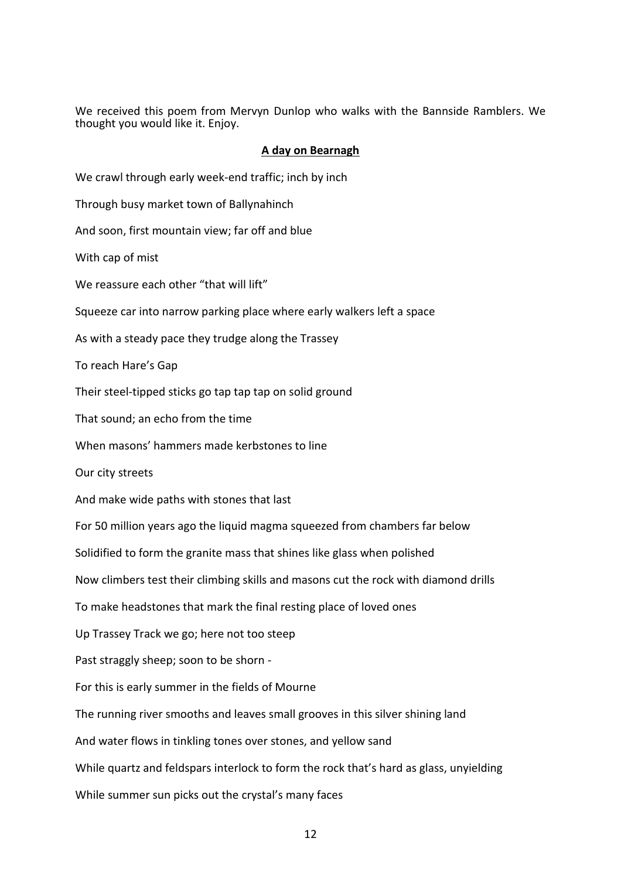We received this poem from Mervyn Dunlop who walks with the Bannside Ramblers. We thought you would like it. Enjoy.

## A day on Bearnagh

We crawl through early week-end traffic; inch by inch

Through busy market town of Ballynahinch

And soon, first mountain view; far off and blue

With cap of mist

We reassure each other "that will lift"

Squeeze car into narrow parking place where early walkers left a space

As with a steady pace they trudge along the Trassey

To reach Hare's Gap

Their steel-tipped sticks go tap tap tap on solid ground

That sound; an echo from the time

When masons' hammers made kerbstones to line

Our city streets

And make wide paths with stones that last

For 50 million years ago the liquid magma squeezed from chambers far below

Solidified to form the granite mass that shines like glass when polished

Now climbers test their climbing skills and masons cut the rock with diamond drills

To make headstones that mark the final resting place of loved ones

Up Trassey Track we go; here not too steep

Past straggly sheep; soon to be shorn -

For this is early summer in the fields of Mourne

The running river smooths and leaves small grooves in this silver shining land

And water flows in tinkling tones over stones, and yellow sand

While quartz and feldspars interlock to form the rock that's hard as glass, unyielding

While summer sun picks out the crystal's many faces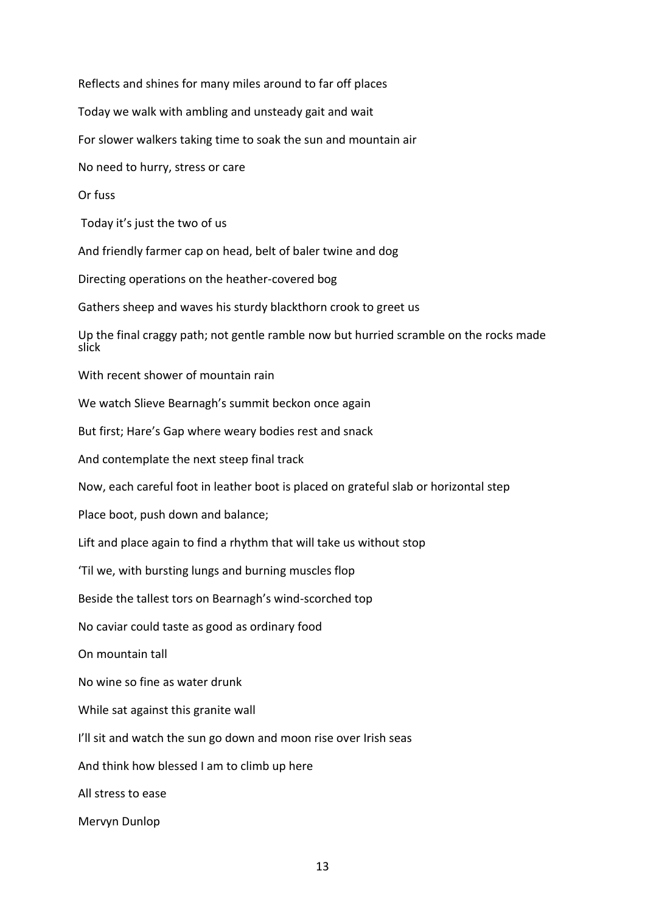Reflects and shines for many miles around to far off places

Today we walk with ambling and unsteady gait and wait

For slower walkers taking time to soak the sun and mountain air

No need to hurry, stress or care

Or fuss

Today it's just the two of us

And friendly farmer cap on head, belt of baler twine and dog

Directing operations on the heather-covered bog

Gathers sheep and waves his sturdy blackthorn crook to greet us

Up the final craggy path; not gentle ramble now but hurried scramble on the rocks made slick

With recent shower of mountain rain

We watch Slieve Bearnagh's summit beckon once again

But first; Hare's Gap where weary bodies rest and snack

And contemplate the next steep final track

Now, each careful foot in leather boot is placed on grateful slab or horizontal step

Place boot, push down and balance;

Lift and place again to find a rhythm that will take us without stop

'Til we, with bursting lungs and burning muscles flop

Beside the tallest tors on Bearnagh's wind-scorched top

No caviar could taste as good as ordinary food

On mountain tall

No wine so fine as water drunk

While sat against this granite wall

I'll sit and watch the sun go down and moon rise over Irish seas

And think how blessed I am to climb up here

All stress to ease

Mervyn Dunlop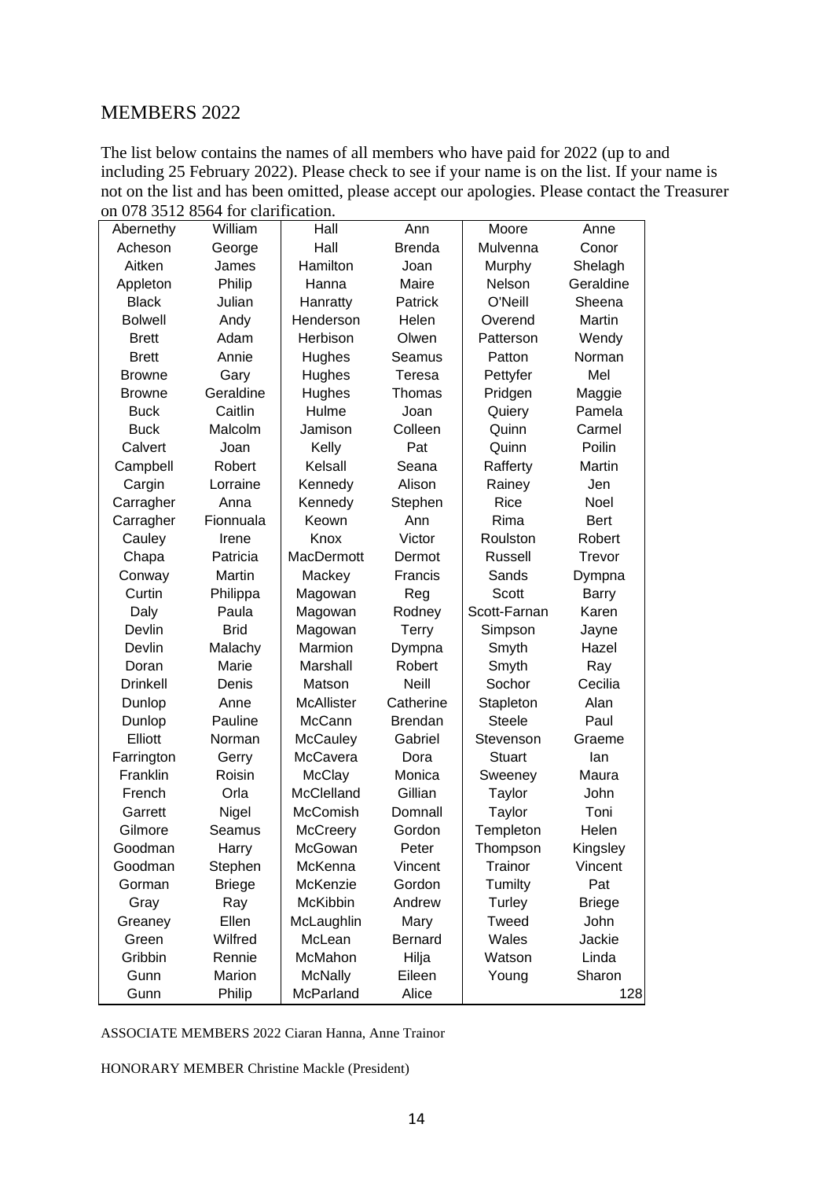# MEMBERS 2022

The list below contains the names of all members who have paid for 2022 (up to and including 25 February 2022). Please check to see if your name is on the list. If your name is not on the list and has been omitted, please accept our apologies. Please contact the Treasurer on 078 3512 8564 for clarification.

| | | | | | |
|---|---|---|---|---|---|
| Abernethy | William | Hall | Ann | Moore | Anne |
| Acheson | George | Hall | Brenda | Mulvenna | Conor |
| Aitken | James | Hamilton | Joan | Murphy | Shelagh |
| Appleton | Philip | Hanna | Maire | Nelson | Geraldine |
| Black | Julian | Hanratty | Patrick | O'Neill | Sheena |
| Bolwell | Andy | Henderson | Helen | Overend | Martin |
| Brett | Adam | Herbison | Olwen | Patterson | Wendy |
| Brett | Annie | Hughes | Seamus | Patton | Norman |
| Browne | Gary | Hughes | Teresa | Pettyfer | Mel |
| Browne | Geraldine | Hughes | Thomas | Pridgen | Maggie |
| Buck | Caitlin | Hulme | Joan | Quiery | Pamela |
| Buck | Malcolm | Jamison | Colleen | Quinn | Carmel |
| Calvert | Joan | Kelly | Pat | Quinn | Poilin |
| Campbell | Robert | Kelsall | Seana | Rafferty | Martin |
| Cargin | Lorraine | Kennedy | Alison | Rainey | Jen |
| Carragher | Anna | Kennedy | Stephen | Rice | Noel |
| Carragher | Fionnuala | Keown | Ann | Rima | Bert |
| Cauley | Irene | Knox | Victor | Roulston | Robert |
| Chapa | Patricia | MacDermott | Dermot | Russell | Trevor |
| Conway | Martin | Mackey | Francis | Sands | Dympna |
| Curtin | Philippa | Magowan | Reg | Scott | Barry |
| Daly | Paula | Magowan | Rodney | Scott-Farnan | Karen |
| Devlin | Brid | Magowan | Terry | Simpson | Jayne |
| Devlin | Malachy | Marmion | Dympna | Smyth | Hazel |
| Doran | Marie | Marshall | Robert | Smyth | Ray |
| Drinkell | Denis | Matson | Neill | Sochor | Cecilia |
| Dunlop | Anne | McAllister | Catherine | Stapleton | Alan |
| Dunlop | Pauline | McCann | Brendan | Steele | Paul |
| Elliott | Norman | McCauley | Gabriel | Stevenson | Graeme |
| Farrington | Gerry | McCavera | Dora | Stuart | Ian |
| Franklin | Roisin | McClay | Monica | Sweeney | Maura |
| French | Orla | McClelland | Gillian | Taylor | John |
| Garrett | Nigel | McComish | Domnall | Taylor | Toni |
| Gilmore | Seamus | McCreery | Gordon | Templeton | Helen |
| Goodman | Harry | McGowan | Peter | Thompson | Kingsley |
| Goodman | Stephen | McKenna | Vincent | Trainor | Vincent |
| Gorman | Briege | McKenzie | Gordon | Tumilty | Pat |
| Gray | Ray | McKibbin | Andrew | Turley | Briege |
| Greaney | Ellen | McLaughlin | Mary | Tweed | John |
| Green | Wilfred | McLean | Bernard | Wales | Jackie |
| Gribbin | Rennie | McMahon | Hilja | Watson | Linda |
| Gunn | Marion | McNally | Eileen | Young | Sharon |
| Gunn | Philip | McParland | Alice | | 128 |

ASSOCIATE MEMBERS 2022 Ciaran Hanna, Anne Trainor

HONORARY MEMBER Christine Mackle (President)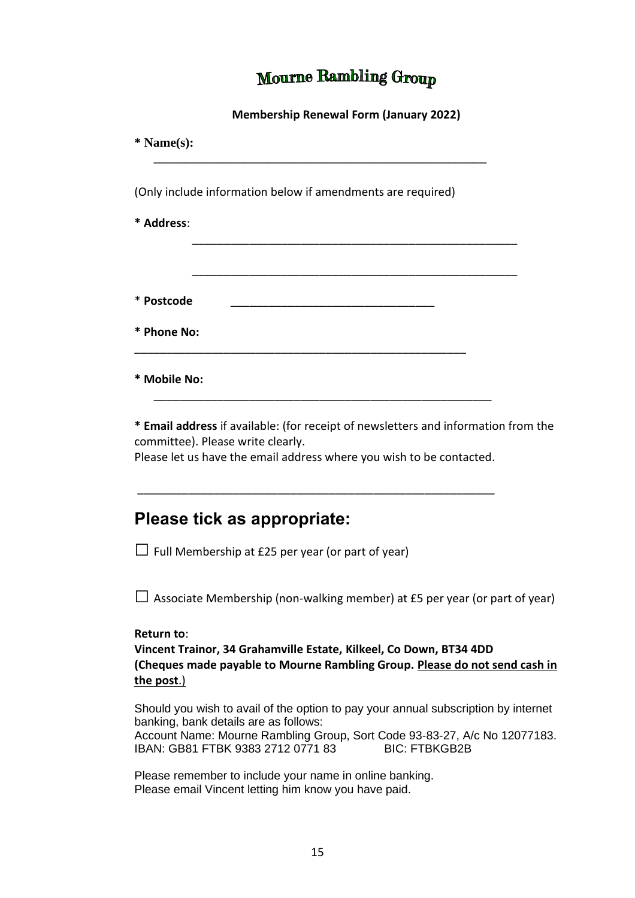# Mourne Rambling Group

**Membership Renewal Form (January 2022)**

**\* Name(s):** ______________________________________________

(Only include information below if amendments are required)

**\* Address**: ______________________________________________

______________________________________________

\* **Postcode** ______________________________

**\* Phone No:** ______________________________________________

**\* Mobile No:** ______________________________________________

**\* Email address** if available: (for receipt of newsletters and information from the committee). Please write clearly.
Please let us have the email address where you wish to be contacted.

______________________________________________

## Please tick as appropriate:

☐ Full Membership at £25 per year (or part of year)

☐ Associate Membership (non-walking member) at £5 per year (or part of year)

**Return to**:
**Vincent Trainor, 34 Grahamville Estate, Kilkeel, Co Down, BT34 4DD**
**(Cheques made payable to Mourne Rambling Group. <u>Please do not send cash in the post</u>.)**

Should you wish to avail of the option to pay your annual subscription by internet banking, bank details are as follows:
Account Name: Mourne Rambling Group, Sort Code 93-83-27, A/c No 12077183.
IBAN: GB81 FTBK 9383 2712 0771 83 BIC: FTBKGB2B

Please remember to include your name in online banking.
Please email Vincent letting him know you have paid.